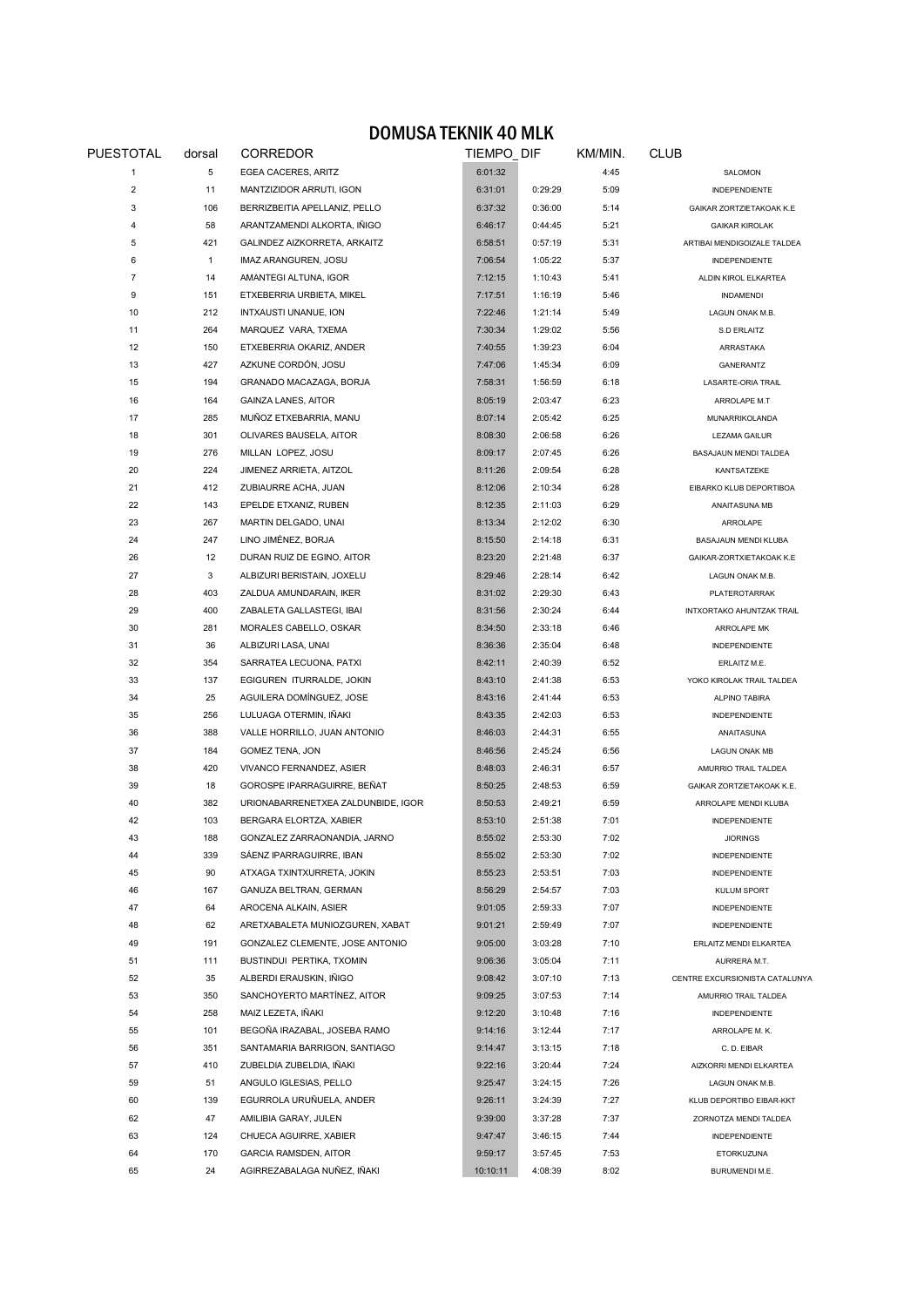# DOMUSA TEKNIK 40 MLK

| PUESTOTAL | dorsal | CORREDOR | TIEMPO_ | DIF | KM/MIN. | CLUB |
|---|---|---|---|---|---|---|
| 1 | 5 | EGEA CACERES, ARITZ | 6:01:32 | | 4:45 | SALOMON |
| 2 | 11 | MANTZIZIDOR ARRUTI, IGON | 6:31:01 | 0:29:29 | 5:09 | INDEPENDIENTE |
| 3 | 106 | BERRIZBEITIA APELLANIZ, PELLO | 6:37:32 | 0:36:00 | 5:14 | GAIKAR ZORTZIETAKOAK K.E |
| 4 | 58 | ARANTZAMENDI ALKORTA, IÑIGO | 6:46:17 | 0:44:45 | 5:21 | GAIKAR KIROLAK |
| 5 | 421 | GALINDEZ AIZKORRETA, ARKAITZ | 6:58:51 | 0:57:19 | 5:31 | ARTIBAI MENDIGOIZALE TALDEA |
| 6 | 1 | IMAZ ARANGUREN, JOSU | 7:06:54 | 1:05:22 | 5:37 | INDEPENDIENTE |
| 7 | 14 | AMANTEGI ALTUNA, IGOR | 7:12:15 | 1:10:43 | 5:41 | ALDIN KIROL ELKARTEA |
| 9 | 151 | ETXEBERRIA URBIETA, MIKEL | 7:17:51 | 1:16:19 | 5:46 | INDAMENDI |
| 10 | 212 | INTXAUSTI UNANUE, ION | 7:22:46 | 1:21:14 | 5:49 | LAGUN ONAK M.B. |
| 11 | 264 | MARQUEZ VARA, TXEMA | 7:30:34 | 1:29:02 | 5:56 | S.D ERLAITZ |
| 12 | 150 | ETXEBERRIA OKARIZ, ANDER | 7:40:55 | 1:39:23 | 6:04 | ARRASTAKA |
| 13 | 427 | AZKUNE CORDÓN, JOSU | 7:47:06 | 1:45:34 | 6:09 | GANERANTZ |
| 15 | 194 | GRANADO MACAZAGA, BORJA | 7:58:31 | 1:56:59 | 6:18 | LASARTE-ORIA TRAIL |
| 16 | 164 | GAINZA LANES, AITOR | 8:05:19 | 2:03:47 | 6:23 | ARROLAPE M.T |
| 17 | 285 | MUÑOZ ETXEBARRIA, MANU | 8:07:14 | 2:05:42 | 6:25 | MUNARRIKOLANDA |
| 18 | 301 | OLIVARES BAUSELA, AITOR | 8:08:30 | 2:06:58 | 6:26 | LEZAMA GAILUR |
| 19 | 276 | MILLAN LOPEZ, JOSU | 8:09:17 | 2:07:45 | 6:26 | BASAJAUN MENDI TALDEA |
| 20 | 224 | JIMENEZ ARRIETA, AITZOL | 8:11:26 | 2:09:54 | 6:28 | KANTSATZEKE |
| 21 | 412 | ZUBIAURRE ACHA, JUAN | 8:12:06 | 2:10:34 | 6:28 | EIBARKO KLUB DEPORTIBOA |
| 22 | 143 | EPELDE ETXANIZ, RUBEN | 8:12:35 | 2:11:03 | 6:29 | ANAITASUNA MB |
| 23 | 267 | MARTIN DELGADO, UNAI | 8:13:34 | 2:12:02 | 6:30 | ARROLAPE |
| 24 | 247 | LINO JIMÉNEZ, BORJA | 8:15:50 | 2:14:18 | 6:31 | BASAJAUN MENDI KLUBA |
| 26 | 12 | DURAN RUIZ DE EGINO, AITOR | 8:23:20 | 2:21:48 | 6:37 | GAIKAR-ZORTXIETAKOAK K.E |
| 27 | 3 | ALBIZURI BERISTAIN, JOXELU | 8:29:46 | 2:28:14 | 6:42 | LAGUN ONAK M.B. |
| 28 | 403 | ZALDUA AMUNDARAIN, IKER | 8:31:02 | 2:29:30 | 6:43 | PLATEROTARRAK |
| 29 | 400 | ZABALETA GALLASTEGI, IBAI | 8:31:56 | 2:30:24 | 6:44 | INTXORTAKO AHUNTZAK TRAIL |
| 30 | 281 | MORALES CABELLO, OSKAR | 8:34:50 | 2:33:18 | 6:46 | ARROLAPE MK |
| 31 | 36 | ALBIZURI LASA, UNAI | 8:36:36 | 2:35:04 | 6:48 | INDEPENDIENTE |
| 32 | 354 | SARRATEA LECUONA, PATXI | 8:42:11 | 2:40:39 | 6:52 | ERLAITZ M.E. |
| 33 | 137 | EGIGUREN ITURRALDE, JOKIN | 8:43:10 | 2:41:38 | 6:53 | YOKO KIROLAK TRAIL TALDEA |
| 34 | 25 | AGUILERA DOMÍNGUEZ, JOSE | 8:43:16 | 2:41:44 | 6:53 | ALPINO TABIRA |
| 35 | 256 | LULUAGA OTERMIN, IÑAKI | 8:43:35 | 2:42:03 | 6:53 | INDEPENDIENTE |
| 36 | 388 | VALLE HORRILLO, JUAN ANTONIO | 8:46:03 | 2:44:31 | 6:55 | ANAITASUNA |
| 37 | 184 | GOMEZ TENA, JON | 8:46:56 | 2:45:24 | 6:56 | LAGUN ONAK MB |
| 38 | 420 | VIVANCO FERNANDEZ, ASIER | 8:48:03 | 2:46:31 | 6:57 | AMURRIO TRAIL TALDEA |
| 39 | 18 | GOROSPE IPARRAGUIRRE, BEÑAT | 8:50:25 | 2:48:53 | 6:59 | GAIKAR ZORTZIETAKOAK K.E. |
| 40 | 382 | URIONABARRENETXEA ZALDUNBIDE, IGOR | 8:50:53 | 2:49:21 | 6:59 | ARROLAPE MENDI KLUBA |
| 42 | 103 | BERGARA ELORTZA, XABIER | 8:53:10 | 2:51:38 | 7:01 | INDEPENDIENTE |
| 43 | 188 | GONZALEZ ZARRAONANDIA, JARNO | 8:55:02 | 2:53:30 | 7:02 | JIORINGS |
| 44 | 339 | SÁENZ IPARRAGUIRRE, IBAN | 8:55:02 | 2:53:30 | 7:02 | INDEPENDIENTE |
| 45 | 90 | ATXAGA TXINTXURRETA, JOKIN | 8:55:23 | 2:53:51 | 7:03 | INDEPENDIENTE |
| 46 | 167 | GANUZA BELTRAN, GERMAN | 8:56:29 | 2:54:57 | 7:03 | KULUM SPORT |
| 47 | 64 | AROCENA ALKAIN, ASIER | 9:01:05 | 2:59:33 | 7:07 | INDEPENDIENTE |
| 48 | 62 | ARETXABALETA MUNIOZGUREN, XABAT | 9:01:21 | 2:59:49 | 7:07 | INDEPENDIENTE |
| 49 | 191 | GONZALEZ CLEMENTE, JOSE ANTONIO | 9:05:00 | 3:03:28 | 7:10 | ERLAITZ MENDI ELKARTEA |
| 51 | 111 | BUSTINDUI PERTIKA, TXOMIN | 9:06:36 | 3:05:04 | 7:11 | AURRERA M.T. |
| 52 | 35 | ALBERDI ERAUSKIN, IÑIGO | 9:08:42 | 3:07:10 | 7:13 | CENTRE EXCURSIONISTA CATALUNYA |
| 53 | 350 | SANCHOYERTO MARTÍNEZ, AITOR | 9:09:25 | 3:07:53 | 7:14 | AMURRIO TRAIL TALDEA |
| 54 | 258 | MAIZ LEZETA, IÑAKI | 9:12:20 | 3:10:48 | 7:16 | INDEPENDIENTE |
| 55 | 101 | BEGOÑA IRAZABAL, JOSEBA RAMO | 9:14:16 | 3:12:44 | 7:17 | ARROLAPE M. K. |
| 56 | 351 | SANTAMARIA BARRIGON, SANTIAGO | 9:14:47 | 3:13:15 | 7:18 | C. D. EIBAR |
| 57 | 410 | ZUBELDIA ZUBELDIA, IÑAKI | 9:22:16 | 3:20:44 | 7:24 | AIZKORRI MENDI ELKARTEA |
| 59 | 51 | ANGULO IGLESIAS, PELLO | 9:25:47 | 3:24:15 | 7:26 | LAGUN ONAK M.B. |
| 60 | 139 | EGURROLA URUÑUELA, ANDER | 9:26:11 | 3:24:39 | 7:27 | KLUB DEPORTIBO EIBAR-KKT |
| 62 | 47 | AMILIBIA GARAY, JULEN | 9:39:00 | 3:37:28 | 7:37 | ZORNOTZA MENDI TALDEA |
| 63 | 124 | CHUECA AGUIRRE, XABIER | 9:47:47 | 3:46:15 | 7:44 | INDEPENDIENTE |
| 64 | 170 | GARCIA RAMSDEN, AITOR | 9:59:17 | 3:57:45 | 7:53 | ETORKUZUNA |
| 65 | 24 | AGIRREZABALAGA NUÑEZ, IÑAKI | 10:10:11 | 4:08:39 | 8:02 | BURUMENDI M.E. |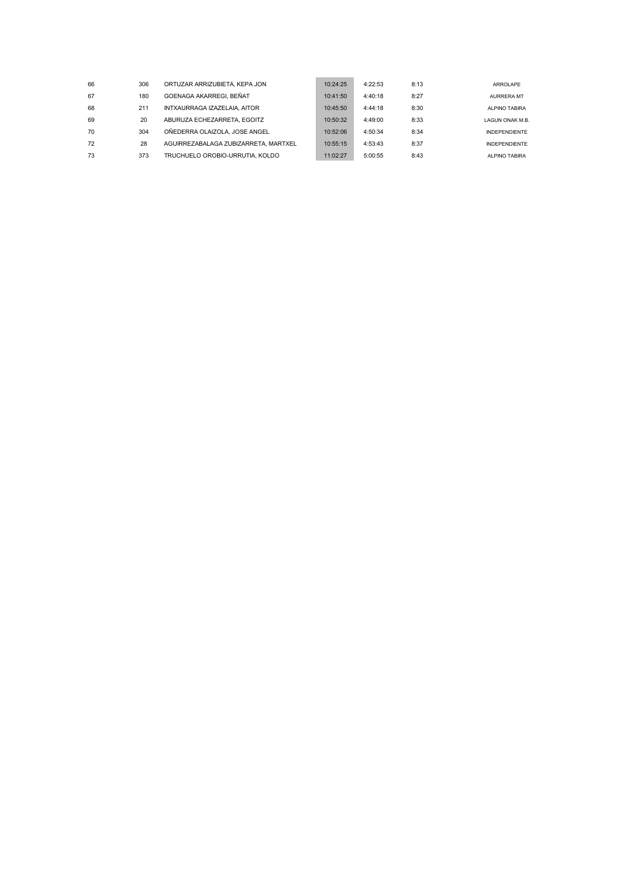| | | | | | | |
|---|---|---|---|---|---|---|
| 66 | 306 | ORTUZAR ARRIZUBIETA, KEPA JON | 10:24:25 | 4:22:53 | 8:13 | ARROLAPE |
| 67 | 180 | GOENAGA AKARREGI, BEÑAT | 10:41:50 | 4:40:18 | 8:27 | AURRERA MT |
| 68 | 211 | INTXAURRAGA IZAZELAIA, AITOR | 10:45:50 | 4:44:18 | 8:30 | ALPINO TABIRA |
| 69 | 20 | ABURUZA ECHEZARRETA, EGOITZ | 10:50:32 | 4:49:00 | 8:33 | LAGUN ONAK M.B. |
| 70 | 304 | OÑEDERRA OLAIZOLA, JOSE ANGEL | 10:52:06 | 4:50:34 | 8:34 | INDEPENDIENTE |
| 72 | 28 | AGUIRREZABALAGA ZUBIZARRETA, MARTXEL | 10:55:15 | 4:53:43 | 8:37 | INDEPENDIENTE |
| 73 | 373 | TRUCHUELO OROBIO-URRUTIA, KOLDO | 11:02:27 | 5:00:55 | 8:43 | ALPINO TABIRA |